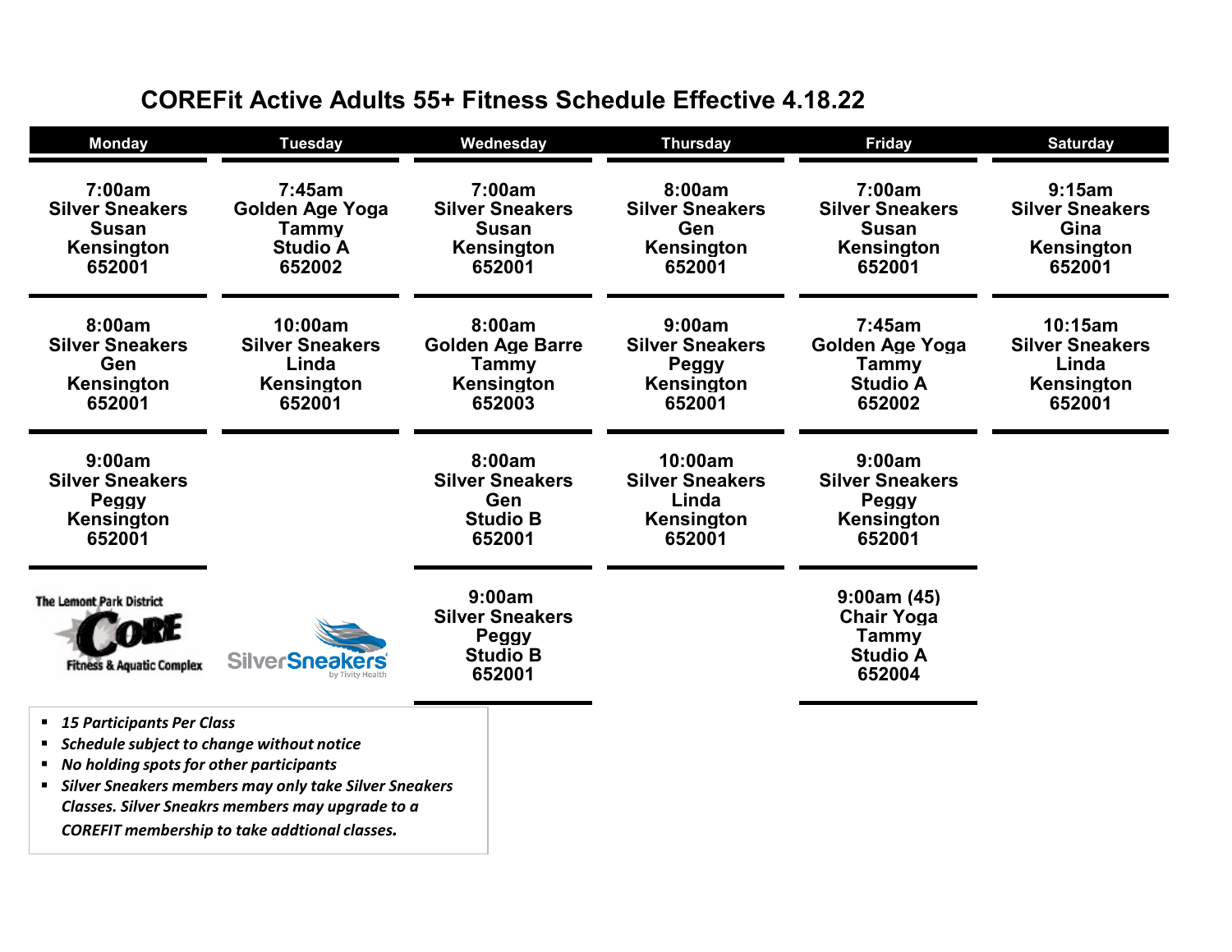# COREFit Active Adults 55+ Fitness Schedule Effective 4.18.22

| Monday | Tuesday | Wednesday | Thursday | Friday | Saturday |
|---|---|---|---|---|---|
| 7:00am Silver Sneakers Susan Kensington 652001 | 7:45am Golden Age Yoga Tammy Studio A 652002 | 7:00am Silver Sneakers Susan Kensington 652001 | 8:00am Silver Sneakers Gen Kensington 652001 | 7:00am Silver Sneakers Susan Kensington 652001 | 9:15am Silver Sneakers Gina Kensington 652001 |
| 8:00am Silver Sneakers Gen Kensington 652001 | 10:00am Silver Sneakers Linda Kensington 652001 | 8:00am Golden Age Barre Tammy Kensington 652003 | 9:00am Silver Sneakers Peggy Kensington 652001 | 7:45am Golden Age Yoga Tammy Studio A 652002 | 10:15am Silver Sneakers Linda Kensington 652001 |
| 9:00am Silver Sneakers Peggy Kensington 652001 | | 8:00am Silver Sneakers Gen Studio B 652001 | 10:00am Silver Sneakers Linda Kensington 652001 | 9:00am Silver Sneakers Peggy Kensington 652001 | |
| | | 9:00am Silver Sneakers Peggy Studio B 652001 | | 9:00am (45) Chair Yoga Tammy Studio A 652004 | |

The Lemont Park District CORE Fitness & Aquatic Complex

SilverSneakers by Tivity Health

- *15 Participants Per Class*
- *Schedule subject to change without notice*
- *No holding spots for other participants*
- *Silver Sneakers members may only take Silver Sneakers Classes. Silver Sneakrs members may upgrade to a COREFIT membership to take addtional classes.*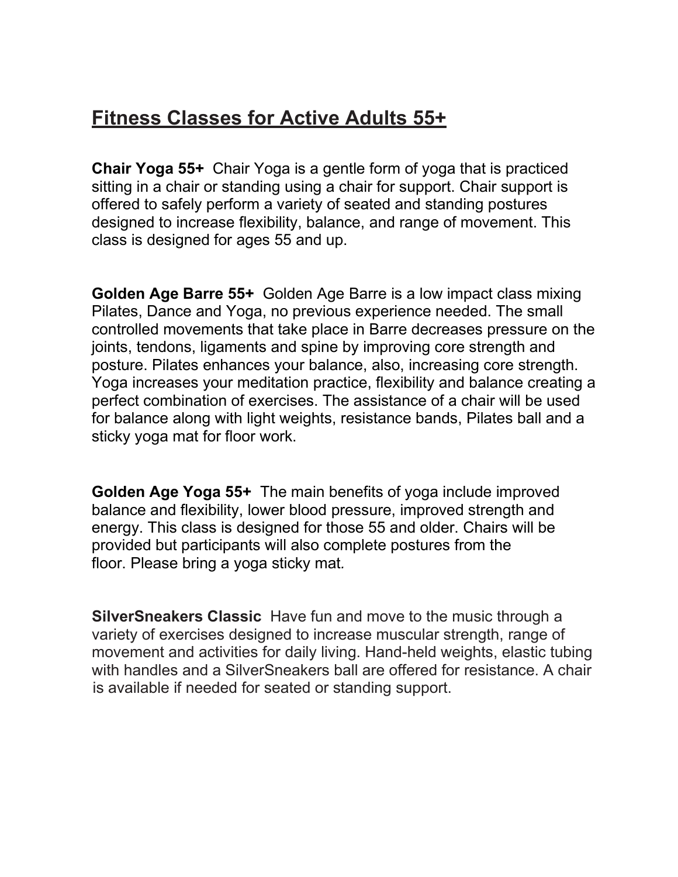# Fitness Classes for Active Adults 55+

**Chair Yoga 55+** Chair Yoga is a gentle form of yoga that is practiced sitting in a chair or standing using a chair for support. Chair support is offered to safely perform a variety of seated and standing postures designed to increase flexibility, balance, and range of movement. This class is designed for ages 55 and up.

**Golden Age Barre 55+** Golden Age Barre is a low impact class mixing Pilates, Dance and Yoga, no previous experience needed. The small controlled movements that take place in Barre decreases pressure on the joints, tendons, ligaments and spine by improving core strength and posture. Pilates enhances your balance, also, increasing core strength. Yoga increases your meditation practice, flexibility and balance creating a perfect combination of exercises. The assistance of a chair will be used for balance along with light weights, resistance bands, Pilates ball and a sticky yoga mat for floor work.

**Golden Age Yoga 55+** The main benefits of yoga include improved balance and flexibility, lower blood pressure, improved strength and energy. This class is designed for those 55 and older. Chairs will be provided but participants will also complete postures from the floor. Please bring a yoga sticky mat.

**SilverSneakers Classic** Have fun and move to the music through a variety of exercises designed to increase muscular strength, range of movement and activities for daily living. Hand-held weights, elastic tubing with handles and a SilverSneakers ball are offered for resistance. A chair is available if needed for seated or standing support.